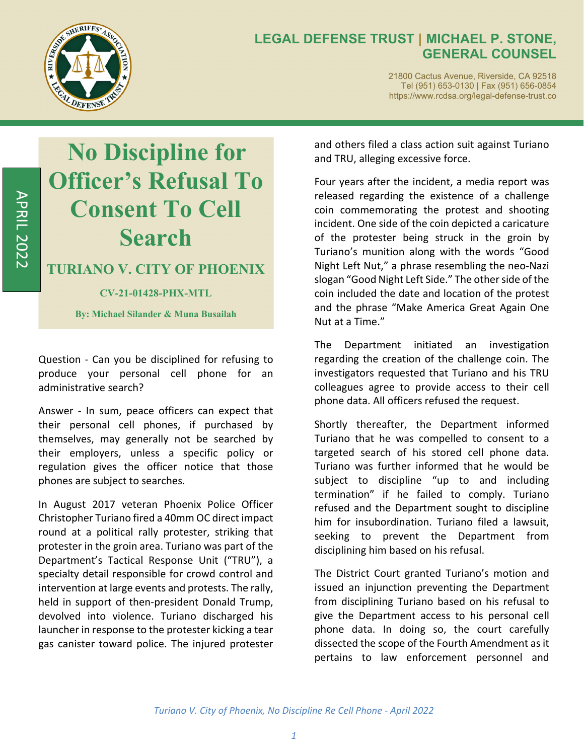**LEGAL DEFENSE TRUST | MICHAEL P. STONE, GENERAL COUNSEL**

21800 Cactus Avenue, Riverside, CA 92518
Tel (951) 653-0130 | Fax (951) 656-0854
https://www.rcdsa.org/legal-defense-trust.co

APRIL 2022

# No Discipline for Officer's Refusal To Consent To Cell Search

## TURIANO V. CITY OF PHOENIX

### CV-21-01428-PHX-MTL

**By: Michael Silander & Muna Busailah**

Question - Can you be disciplined for refusing to produce your personal cell phone for an administrative search?

Answer - In sum, peace officers can expect that their personal cell phones, if purchased by themselves, may generally not be searched by their employers, unless a specific policy or regulation gives the officer notice that those phones are subject to searches.

In August 2017 veteran Phoenix Police Officer Christopher Turiano fired a 40mm OC direct impact round at a political rally protester, striking that protester in the groin area. Turiano was part of the Department's Tactical Response Unit ("TRU"), a specialty detail responsible for crowd control and intervention at large events and protests. The rally, held in support of then-president Donald Trump, devolved into violence. Turiano discharged his launcher in response to the protester kicking a tear gas canister toward police. The injured protester and others filed a class action suit against Turiano and TRU, alleging excessive force.

Four years after the incident, a media report was released regarding the existence of a challenge coin commemorating the protest and shooting incident. One side of the coin depicted a caricature of the protester being struck in the groin by Turiano's munition along with the words "Good Night Left Nut," a phrase resembling the neo-Nazi slogan "Good Night Left Side." The other side of the coin included the date and location of the protest and the phrase "Make America Great Again One Nut at a Time."

The Department initiated an investigation regarding the creation of the challenge coin. The investigators requested that Turiano and his TRU colleagues agree to provide access to their cell phone data. All officers refused the request.

Shortly thereafter, the Department informed Turiano that he was compelled to consent to a targeted search of his stored cell phone data. Turiano was further informed that he would be subject to discipline "up to and including termination" if he failed to comply. Turiano refused and the Department sought to discipline him for insubordination. Turiano filed a lawsuit, seeking to prevent the Department from disciplining him based on his refusal.

The District Court granted Turiano's motion and issued an injunction preventing the Department from disciplining Turiano based on his refusal to give the Department access to his personal cell phone data. In doing so, the court carefully dissected the scope of the Fourth Amendment as it pertains to law enforcement personnel and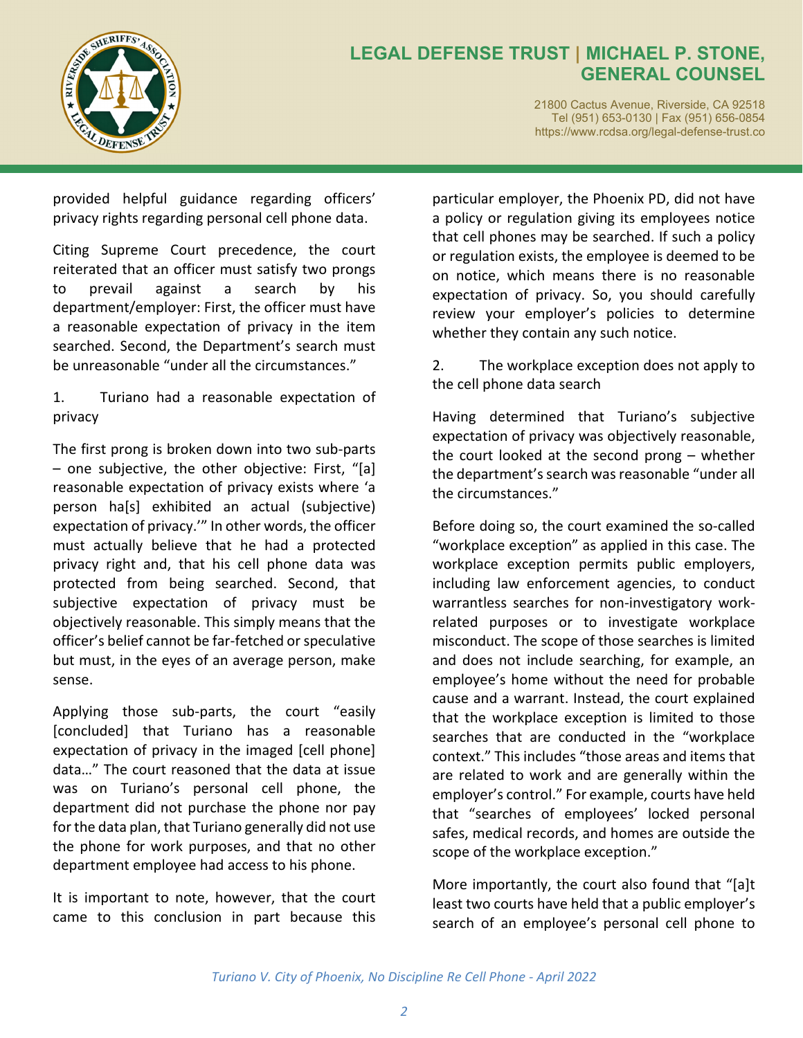provided helpful guidance regarding officers' privacy rights regarding personal cell phone data.

Citing Supreme Court precedence, the court reiterated that an officer must satisfy two prongs to prevail against a search by his department/employer: First, the officer must have a reasonable expectation of privacy in the item searched. Second, the Department's search must be unreasonable "under all the circumstances."

1. Turiano had a reasonable expectation of privacy

The first prong is broken down into two sub-parts – one subjective, the other objective: First, "[a] reasonable expectation of privacy exists where 'a person ha[s] exhibited an actual (subjective) expectation of privacy.'" In other words, the officer must actually believe that he had a protected privacy right and, that his cell phone data was protected from being searched. Second, that subjective expectation of privacy must be objectively reasonable. This simply means that the officer's belief cannot be far-fetched or speculative but must, in the eyes of an average person, make sense.

Applying those sub-parts, the court "easily [concluded] that Turiano has a reasonable expectation of privacy in the imaged [cell phone] data…" The court reasoned that the data at issue was on Turiano's personal cell phone, the department did not purchase the phone nor pay for the data plan, that Turiano generally did not use the phone for work purposes, and that no other department employee had access to his phone.

It is important to note, however, that the court came to this conclusion in part because this particular employer, the Phoenix PD, did not have a policy or regulation giving its employees notice that cell phones may be searched. If such a policy or regulation exists, the employee is deemed to be on notice, which means there is no reasonable expectation of privacy. So, you should carefully review your employer's policies to determine whether they contain any such notice.

2. The workplace exception does not apply to the cell phone data search

Having determined that Turiano's subjective expectation of privacy was objectively reasonable, the court looked at the second prong – whether the department's search was reasonable "under all the circumstances."

Before doing so, the court examined the so-called "workplace exception" as applied in this case. The workplace exception permits public employers, including law enforcement agencies, to conduct warrantless searches for non-investigatory work-related purposes or to investigate workplace misconduct. The scope of those searches is limited and does not include searching, for example, an employee's home without the need for probable cause and a warrant. Instead, the court explained that the workplace exception is limited to those searches that are conducted in the "workplace context." This includes "those areas and items that are related to work and are generally within the employer's control." For example, courts have held that "searches of employees' locked personal safes, medical records, and homes are outside the scope of the workplace exception."

More importantly, the court also found that "[a]t least two courts have held that a public employer's search of an employee's personal cell phone to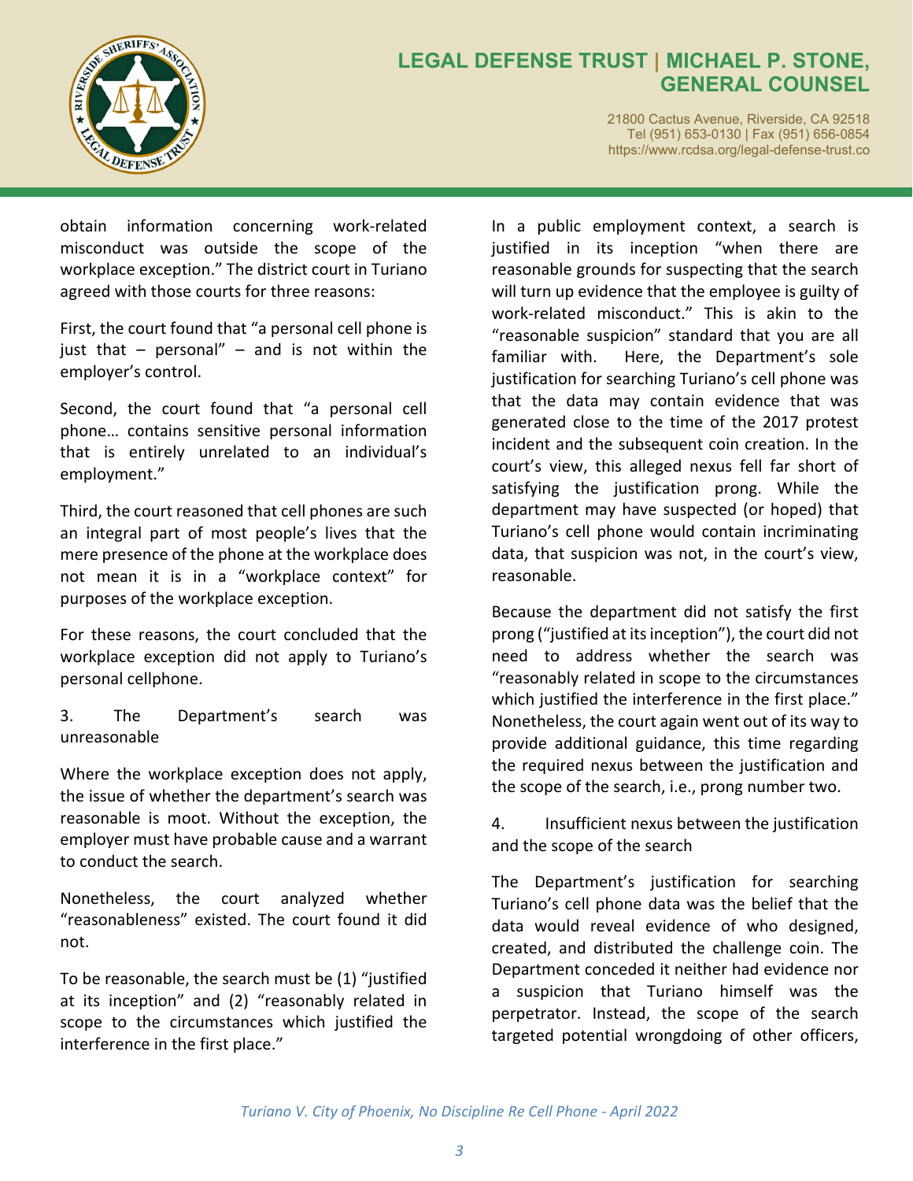obtain information concerning work-related misconduct was outside the scope of the workplace exception." The district court in Turiano agreed with those courts for three reasons:

First, the court found that "a personal cell phone is just that – personal" – and is not within the employer's control.

Second, the court found that "a personal cell phone… contains sensitive personal information that is entirely unrelated to an individual's employment."

Third, the court reasoned that cell phones are such an integral part of most people's lives that the mere presence of the phone at the workplace does not mean it is in a "workplace context" for purposes of the workplace exception.

For these reasons, the court concluded that the workplace exception did not apply to Turiano's personal cellphone.

3. The Department's search was unreasonable

Where the workplace exception does not apply, the issue of whether the department's search was reasonable is moot. Without the exception, the employer must have probable cause and a warrant to conduct the search.

Nonetheless, the court analyzed whether "reasonableness" existed. The court found it did not.

To be reasonable, the search must be (1) "justified at its inception" and (2) "reasonably related in scope to the circumstances which justified the interference in the first place."

In a public employment context, a search is justified in its inception "when there are reasonable grounds for suspecting that the search will turn up evidence that the employee is guilty of work-related misconduct." This is akin to the "reasonable suspicion" standard that you are all familiar with. Here, the Department's sole justification for searching Turiano's cell phone was that the data may contain evidence that was generated close to the time of the 2017 protest incident and the subsequent coin creation. In the court's view, this alleged nexus fell far short of satisfying the justification prong. While the department may have suspected (or hoped) that Turiano's cell phone would contain incriminating data, that suspicion was not, in the court's view, reasonable.

Because the department did not satisfy the first prong ("justified at its inception"), the court did not need to address whether the search was "reasonably related in scope to the circumstances which justified the interference in the first place." Nonetheless, the court again went out of its way to provide additional guidance, this time regarding the required nexus between the justification and the scope of the search, i.e., prong number two.

4. Insufficient nexus between the justification and the scope of the search

The Department's justification for searching Turiano's cell phone data was the belief that the data would reveal evidence of who designed, created, and distributed the challenge coin. The Department conceded it neither had evidence nor a suspicion that Turiano himself was the perpetrator. Instead, the scope of the search targeted potential wrongdoing of other officers,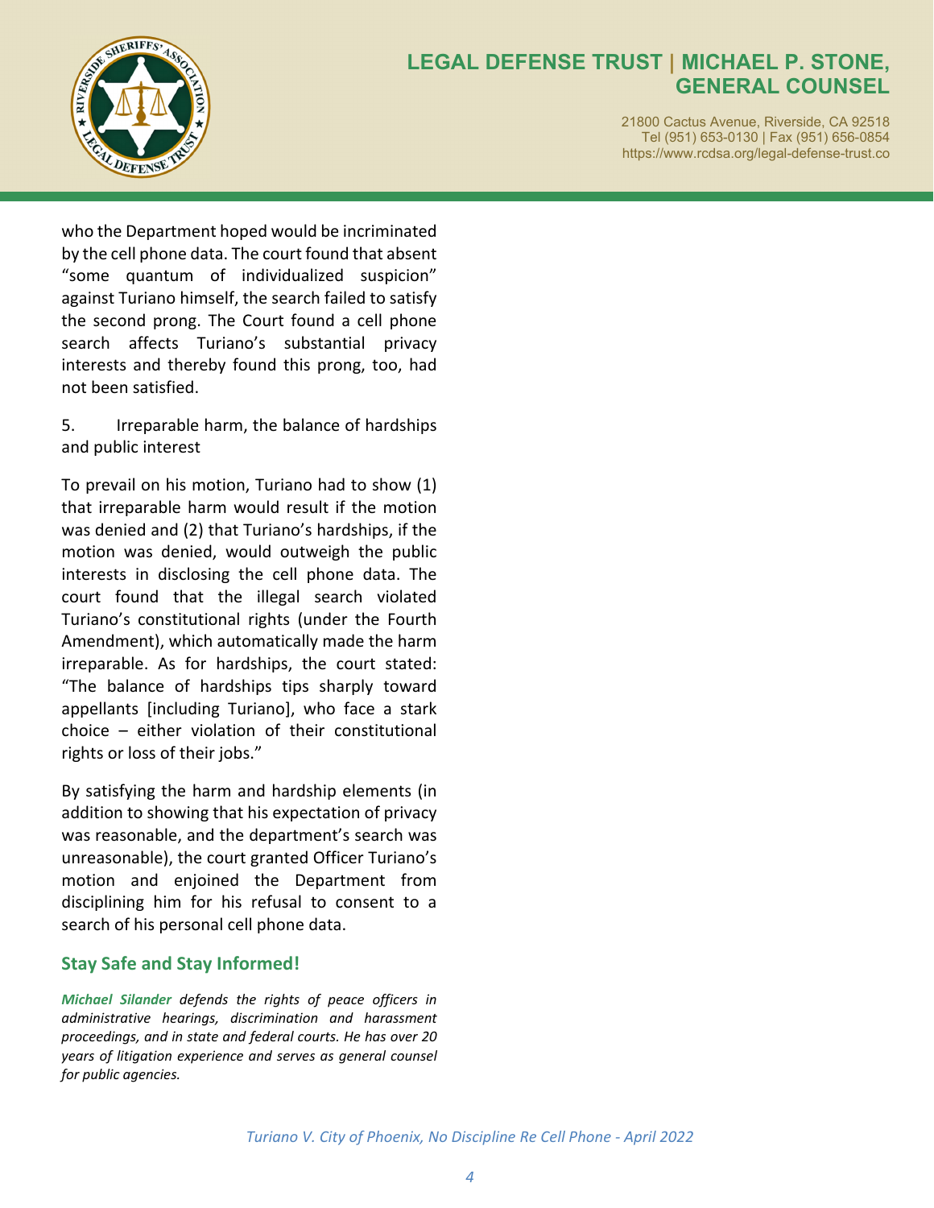who the Department hoped would be incriminated by the cell phone data. The court found that absent “some quantum of individualized suspicion” against Turiano himself, the search failed to satisfy the second prong. The Court found a cell phone search affects Turiano’s substantial privacy interests and thereby found this prong, too, had not been satisfied.

5. Irreparable harm, the balance of hardships and public interest

To prevail on his motion, Turiano had to show (1) that irreparable harm would result if the motion was denied and (2) that Turiano’s hardships, if the motion was denied, would outweigh the public interests in disclosing the cell phone data. The court found that the illegal search violated Turiano’s constitutional rights (under the Fourth Amendment), which automatically made the harm irreparable. As for hardships, the court stated: “The balance of hardships tips sharply toward appellants [including Turiano], who face a stark choice – either violation of their constitutional rights or loss of their jobs.”

By satisfying the harm and hardship elements (in addition to showing that his expectation of privacy was reasonable, and the department’s search was unreasonable), the court granted Officer Turiano’s motion and enjoined the Department from disciplining him for his refusal to consent to a search of his personal cell phone data.

## Stay Safe and Stay Informed!

***Michael Silander** defends the rights of peace officers in administrative hearings, discrimination and harassment proceedings, and in state and federal courts. He has over 20 years of litigation experience and serves as general counsel for public agencies.*